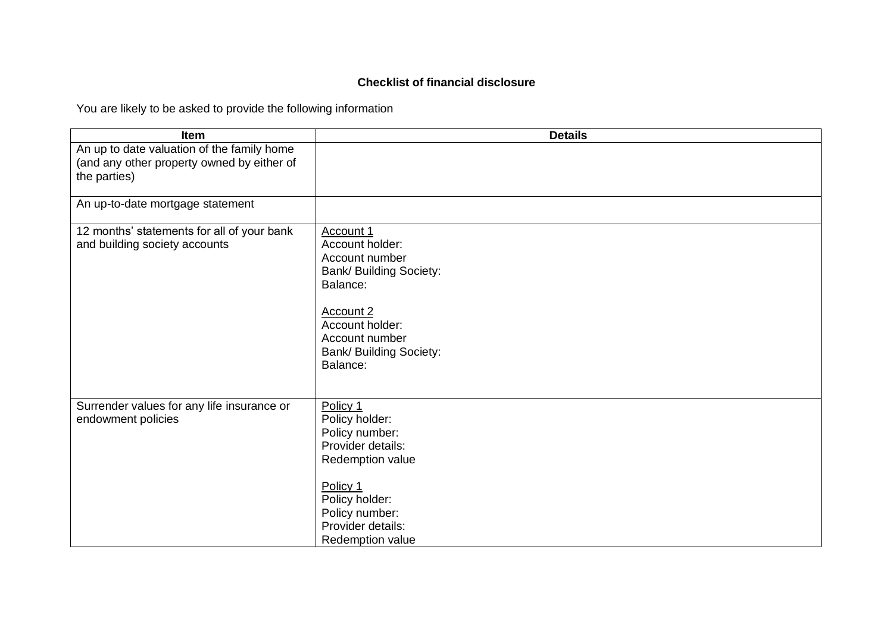**Checklist of financial disclosure**

You are likely to be asked to provide the following information

| Item | Details |
| --- | --- |
| An up to date valuation of the family home (and any other property owned by either of the parties) | |
| An up-to-date mortgage statement | |
| 12 months' statements for all of your bank and building society accounts | <u>Account 1</u><br>Account holder:<br>Account number<br>Bank/ Building Society:<br>Balance:<br><br><u>Account 2</u><br>Account holder:<br>Account number<br>Bank/ Building Society:<br>Balance: |
| Surrender values for any life insurance or endowment policies | <u>Policy 1</u><br>Policy holder:<br>Policy number:<br>Provider details:<br>Redemption value<br><br><u>Policy 1</u><br>Policy holder:<br>Policy number:<br>Provider details:<br>Redemption value |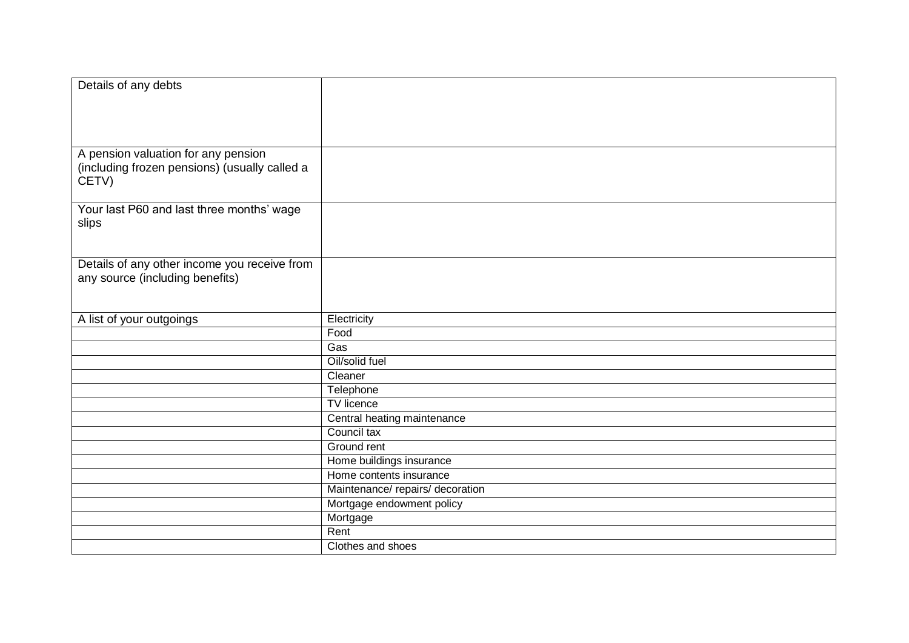| | |
|---|---|
| Details of any debts | |
| A pension valuation for any pension (including frozen pensions) (usually called a CETV) | |
| Your last P60 and last three months' wage slips | |
| Details of any other income you receive from any source (including benefits) | |
| A list of your outgoings | Electricity |
| | Food |
| | Gas |
| | Oil/solid fuel |
| | Cleaner |
| | Telephone |
| | TV licence |
| | Central heating maintenance |
| | Council tax |
| | Ground rent |
| | Home buildings insurance |
| | Home contents insurance |
| | Maintenance/ repairs/ decoration |
| | Mortgage endowment policy |
| | Mortgage |
| | Rent |
| | Clothes and shoes |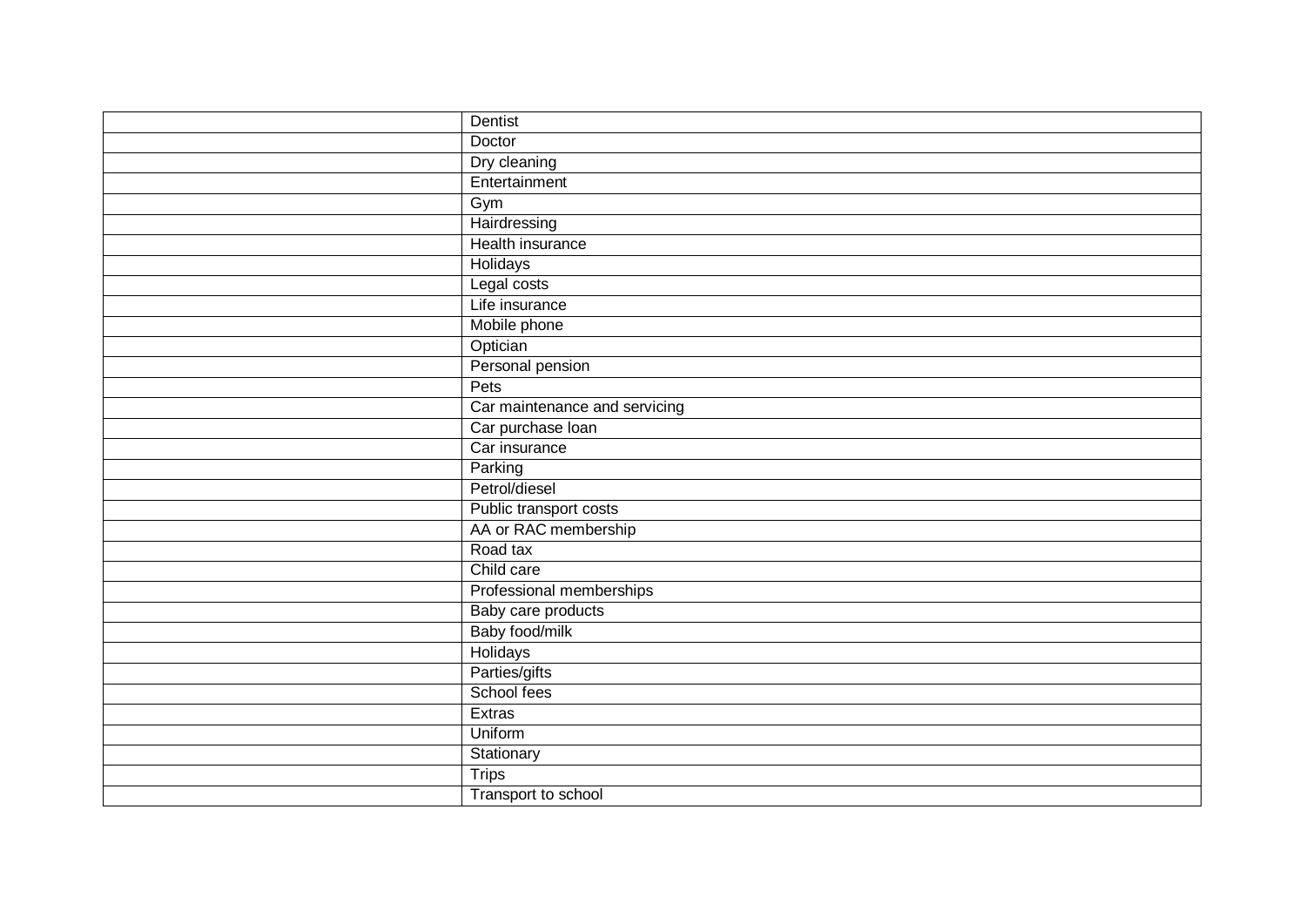| | |
|---|---|
| | Dentist |
| | Doctor |
| | Dry cleaning |
| | Entertainment |
| | Gym |
| | Hairdressing |
| | Health insurance |
| | Holidays |
| | Legal costs |
| | Life insurance |
| | Mobile phone |
| | Optician |
| | Personal pension |
| | Pets |
| | Car maintenance and servicing |
| | Car purchase loan |
| | Car insurance |
| | Parking |
| | Petrol/diesel |
| | Public transport costs |
| | AA or RAC membership |
| | Road tax |
| | Child care |
| | Professional memberships |
| | Baby care products |
| | Baby food/milk |
| | Holidays |
| | Parties/gifts |
| | School fees |
| | Extras |
| | Uniform |
| | Stationary |
| | Trips |
| | Transport to school |